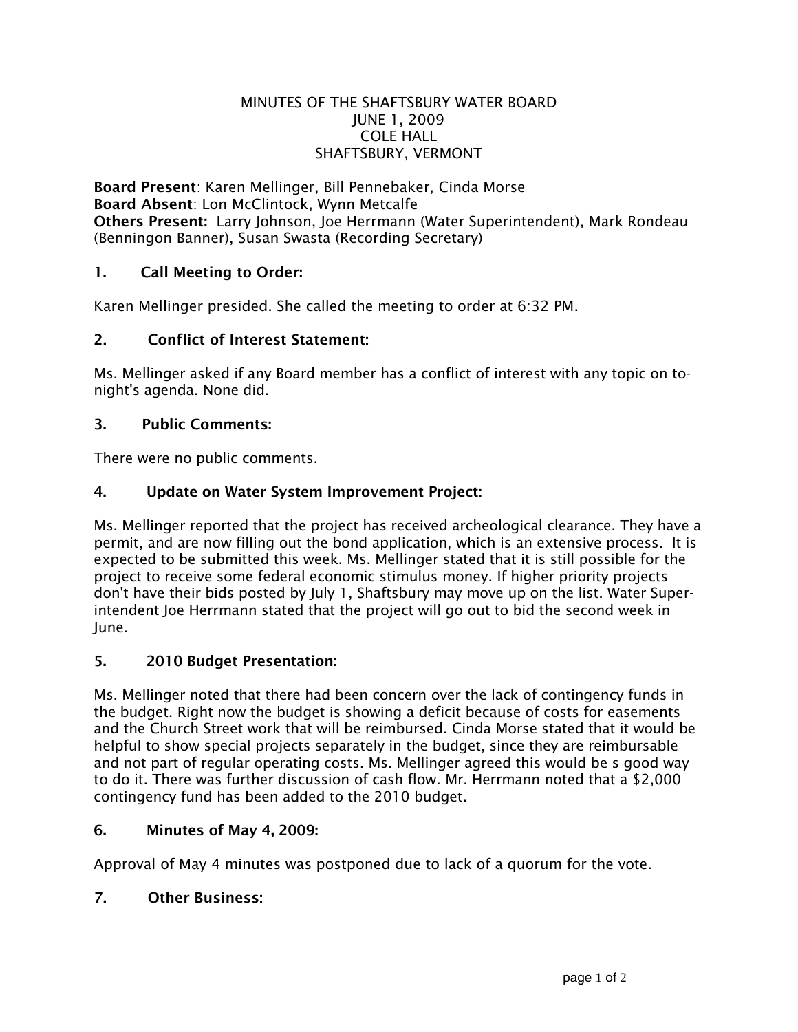MINUTES OF THE SHAFTSBURY WATER BOARD
JUNE 1, 2009
COLE HALL
SHAFTSBURY, VERMONT

**Board Present**: Karen Mellinger, Bill Pennebaker, Cinda Morse
**Board Absent**: Lon McClintock, Wynn Metcalfe
**Others Present:** Larry Johnson, Joe Herrmann (Water Superintendent), Mark Rondeau (Benningon Banner), Susan Swasta (Recording Secretary)

## 1. Call Meeting to Order:

Karen Mellinger presided. She called the meeting to order at 6:32 PM.

## 2. Conflict of Interest Statement:

Ms. Mellinger asked if any Board member has a conflict of interest with any topic on to-night's agenda. None did.

## 3. Public Comments:

There were no public comments.

## 4. Update on Water System Improvement Project:

Ms. Mellinger reported that the project has received archeological clearance. They have a permit, and are now filling out the bond application, which is an extensive process. It is expected to be submitted this week. Ms. Mellinger stated that it is still possible for the project to receive some federal economic stimulus money. If higher priority projects don't have their bids posted by July 1, Shaftsbury may move up on the list. Water Super-intendent Joe Herrmann stated that the project will go out to bid the second week in June.

## 5. 2010 Budget Presentation:

Ms. Mellinger noted that there had been concern over the lack of contingency funds in the budget. Right now the budget is showing a deficit because of costs for easements and the Church Street work that will be reimbursed. Cinda Morse stated that it would be helpful to show special projects separately in the budget, since they are reimbursable and not part of regular operating costs. Ms. Mellinger agreed this would be s good way to do it. There was further discussion of cash flow. Mr. Herrmann noted that a $2,000 contingency fund has been added to the 2010 budget.

## 6. Minutes of May 4, 2009:

Approval of May 4 minutes was postponed due to lack of a quorum for the vote.

## 7. Other Business: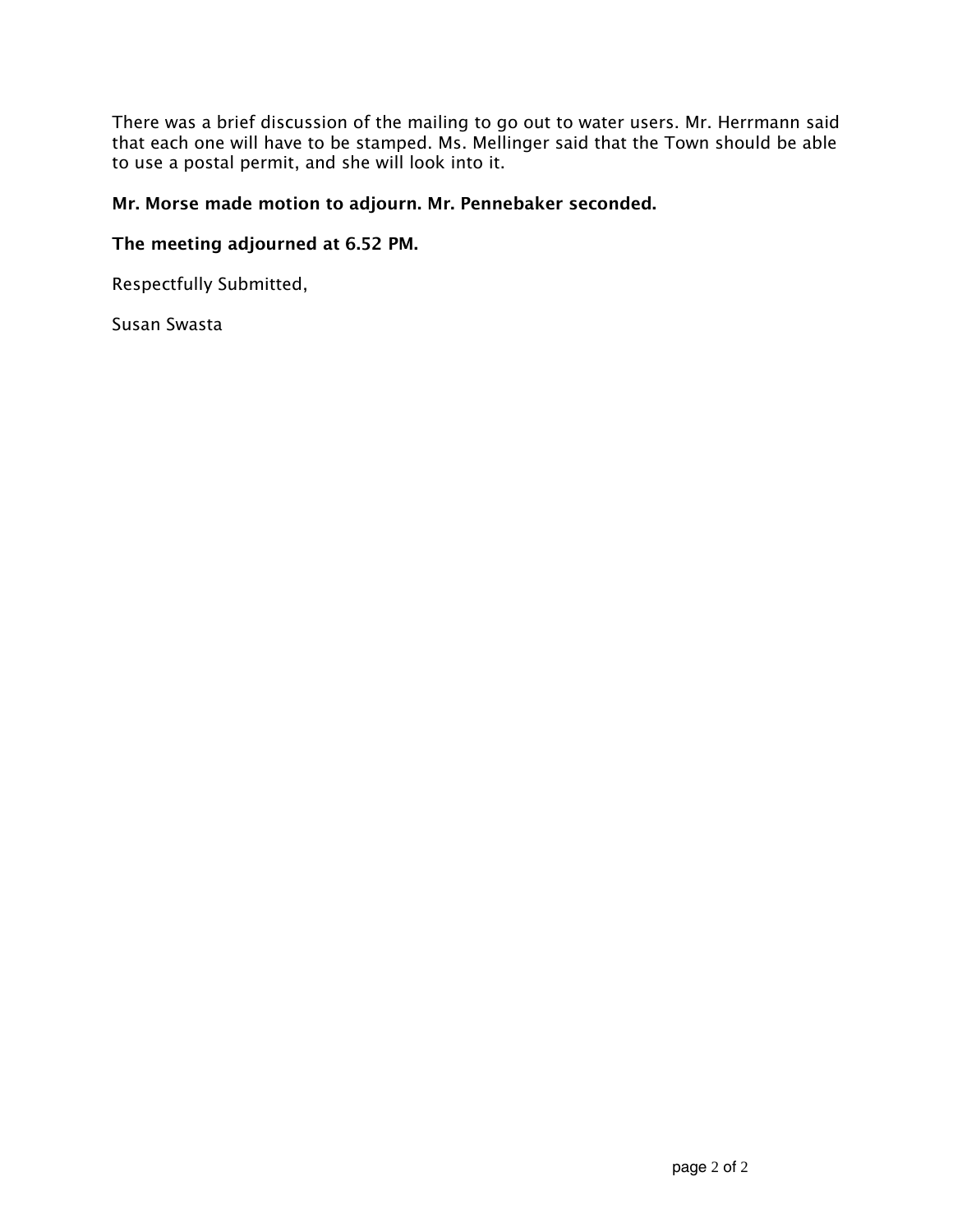There was a brief discussion of the mailing to go out to water users. Mr. Herrmann said that each one will have to be stamped. Ms. Mellinger said that the Town should be able to use a postal permit, and she will look into it.

**Mr. Morse made motion to adjourn. Mr. Pennebaker seconded.**

**The meeting adjourned at 6.52 PM.**

Respectfully Submitted,

Susan Swasta